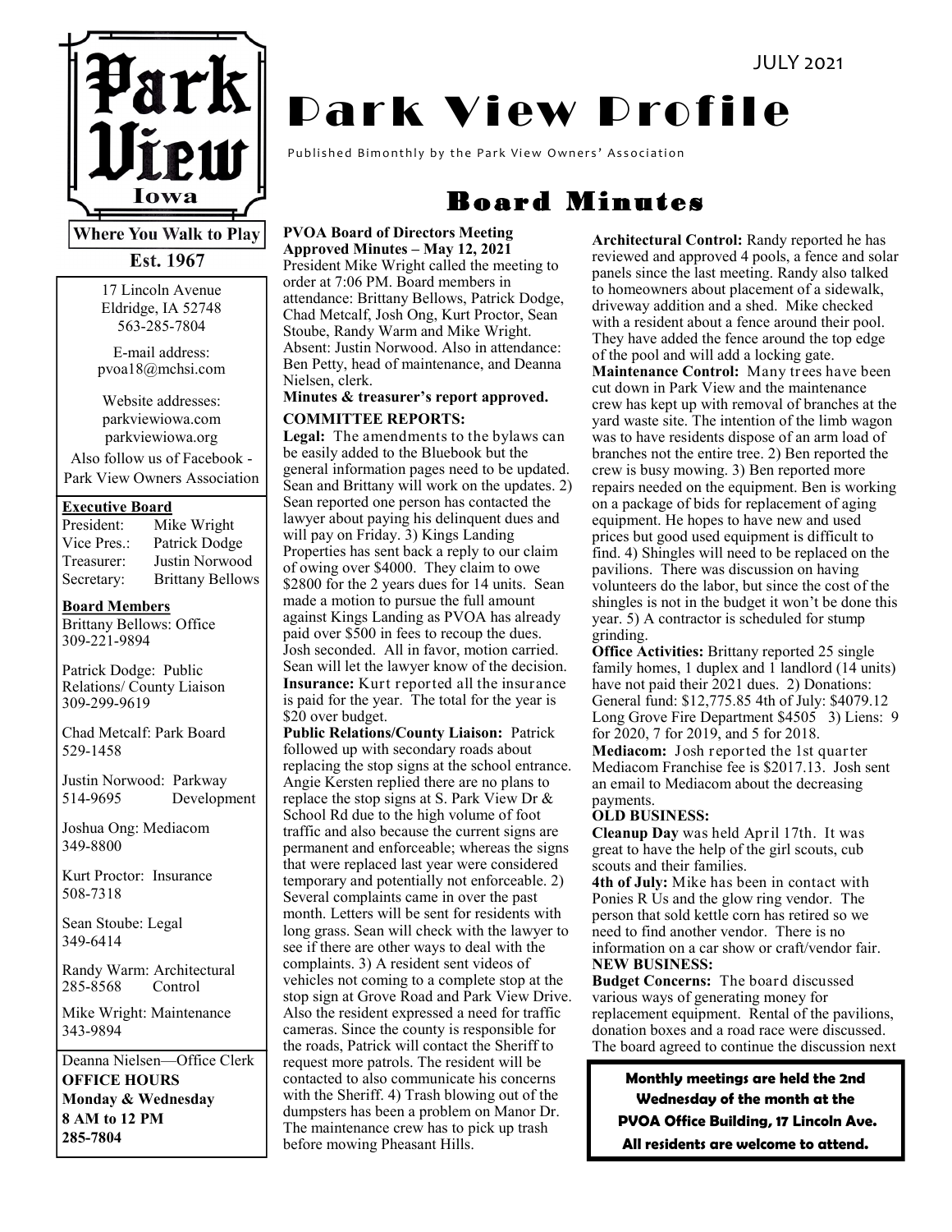JULY 2021

# Park View Profile

Published Bimonthly by the Park View Owners' Association

Park View Iowa

**Where You Walk to Play**

**Est. 1967**

17 Lincoln Avenue
Eldridge, IA 52748
563-285-7804

E-mail address:
pvoa18@mchsi.com

Website addresses:
parkviewiowa.com
parkviewiowa.org

Also follow us of Facebook - Park View Owners Association

**Executive Board**

| | |
|---|---|
| President: | Mike Wright |
| Vice Pres.: | Patrick Dodge |
| Treasurer: | Justin Norwood |
| Secretary: | Brittany Bellows |

**Board Members**

Brittany Bellows: Office
309-221-9894

Patrick Dodge: Public Relations/ County Liaison
309-299-9619

Chad Metcalf: Park Board
529-1458

Justin Norwood: Parkway Development
514-9695

Joshua Ong: Mediacom
349-8800

Kurt Proctor: Insurance
508-7318

Sean Stoube: Legal
349-6414

Randy Warm: Architectural Control
285-8568

Mike Wright: Maintenance
343-9894

Deanna Nielsen—Office Clerk

**OFFICE HOURS**
**Monday & Wednesday**
**8 AM to 12 PM**
**285-7804**

## Board Minutes

**PVOA Board of Directors Meeting**
**Approved Minutes – May 12, 2021**

President Mike Wright called the meeting to order at 7:06 PM. Board members in attendance: Brittany Bellows, Patrick Dodge, Chad Metcalf, Josh Ong, Kurt Proctor, Sean Stoube, Randy Warm and Mike Wright. Absent: Justin Norwood. Also in attendance: Ben Petty, head of maintenance, and Deanna Nielsen, clerk.

**Minutes & treasurer's report approved.**

**COMMITTEE REPORTS:**

**Legal:** The amendments to the bylaws can be easily added to the Bluebook but the general information pages need to be updated. Sean and Brittany will work on the updates. 2) Sean reported one person has contacted the lawyer about paying his delinquent dues and will pay on Friday. 3) Kings Landing Properties has sent back a reply to our claim of owing over $4000. They claim to owe $2800 for the 2 years dues for 14 units. Sean made a motion to pursue the full amount against Kings Landing as PVOA has already paid over $500 in fees to recoup the dues. Josh seconded. All in favor, motion carried. Sean will let the lawyer know of the decision.

**Insurance:** Kurt reported all the insurance is paid for the year. The total for the year is $20 over budget.

**Public Relations/County Liaison:** Patrick followed up with secondary roads about replacing the stop signs at the school entrance. Angie Kersten replied there are no plans to replace the stop signs at S. Park View Dr & School Rd due to the high volume of foot traffic and also because the current signs are permanent and enforceable; whereas the signs that were replaced last year were considered temporary and potentially not enforceable. 2) Several complaints came in over the past month. Letters will be sent for residents with long grass. Sean will check with the lawyer to see if there are other ways to deal with the complaints. 3) A resident sent videos of vehicles not coming to a complete stop at the stop sign at Grove Road and Park View Drive. Also the resident expressed a need for traffic cameras. Since the county is responsible for the roads, Patrick will contact the Sheriff to request more patrols. The resident will be contacted to also communicate his concerns with the Sheriff. 4) Trash blowing out of the dumpsters has been a problem on Manor Dr. The maintenance crew has to pick up trash before mowing Pheasant Hills.

**Architectural Control:** Randy reported he has reviewed and approved 4 pools, a fence and solar panels since the last meeting. Randy also talked to homeowners about placement of a sidewalk, driveway addition and a shed. Mike checked with a resident about a fence around their pool. They have added the fence around the top edge of the pool and will add a locking gate.

**Maintenance Control:** Many trees have been cut down in Park View and the maintenance crew has kept up with removal of branches at the yard waste site. The intention of the limb wagon was to have residents dispose of an arm load of branches not the entire tree. 2) Ben reported the crew is busy mowing. 3) Ben reported more repairs needed on the equipment. Ben is working on a package of bids for replacement of aging equipment. He hopes to have new and used prices but good used equipment is difficult to find. 4) Shingles will need to be replaced on the pavilions. There was discussion on having volunteers do the labor, but since the cost of the shingles is not in the budget it won't be done this year. 5) A contractor is scheduled for stump grinding.

**Office Activities:** Brittany reported 25 single family homes, 1 duplex and 1 landlord (14 units) have not paid their 2021 dues. 2) Donations: General fund: $12,775.85 4th of July: $4079.12 Long Grove Fire Department $4505 3) Liens: 9 for 2020, 7 for 2019, and 5 for 2018.

**Mediacom:** Josh reported the 1st quarter Mediacom Franchise fee is $2017.13. Josh sent an email to Mediacom about the decreasing payments.

**OLD BUSINESS:**

**Cleanup Day** was held April 17th. It was great to have the help of the girl scouts, cub scouts and their families.

**4th of July:** Mike has been in contact with Ponies R Us and the glow ring vendor. The person that sold kettle corn has retired so we need to find another vendor. There is no information on a car show or craft/vendor fair.

**NEW BUSINESS:**

**Budget Concerns:** The board discussed various ways of generating money for replacement equipment. Rental of the pavilions, donation boxes and a road race were discussed. The board agreed to continue the discussion next

**Monthly meetings are held the 2nd Wednesday of the month at the PVOA Office Building, 17 Lincoln Ave. All residents are welcome to attend.**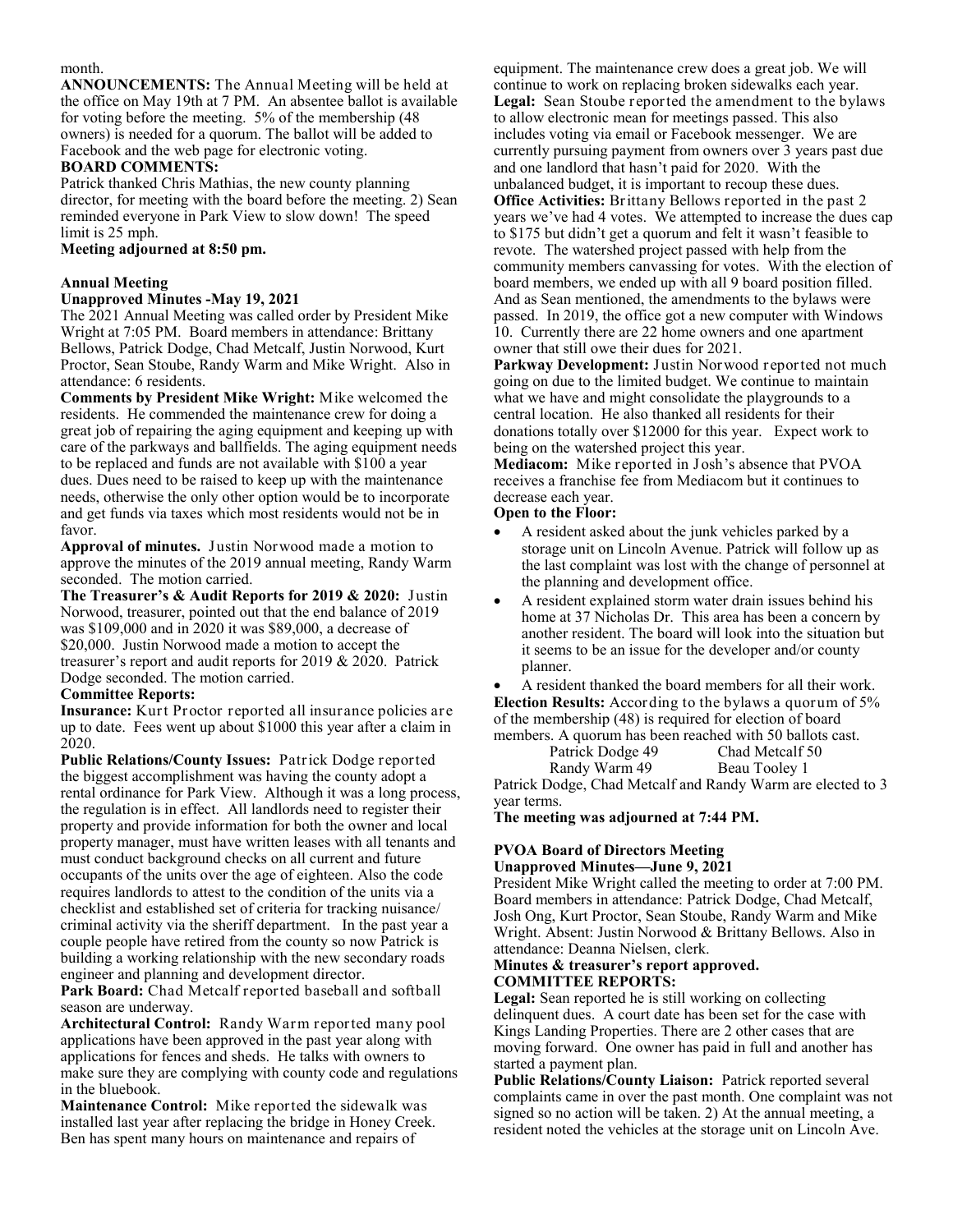month.

**ANNOUNCEMENTS:** The Annual Meeting will be held at the office on May 19th at 7 PM. An absentee ballot is available for voting before the meeting. 5% of the membership (48 owners) is needed for a quorum. The ballot will be added to Facebook and the web page for electronic voting.

**BOARD COMMENTS:**

Patrick thanked Chris Mathias, the new county planning director, for meeting with the board before the meeting. 2) Sean reminded everyone in Park View to slow down! The speed limit is 25 mph.

**Meeting adjourned at 8:50 pm.**

## Annual Meeting

### Unapproved Minutes -May 19, 2021

The 2021 Annual Meeting was called order by President Mike Wright at 7:05 PM. Board members in attendance: Brittany Bellows, Patrick Dodge, Chad Metcalf, Justin Norwood, Kurt Proctor, Sean Stoube, Randy Warm and Mike Wright. Also in attendance: 6 residents.

**Comments by President Mike Wright:** Mike welcomed the residents. He commended the maintenance crew for doing a great job of repairing the aging equipment and keeping up with care of the parkways and ballfields. The aging equipment needs to be replaced and funds are not available with $100 a year dues. Dues need to be raised to keep up with the maintenance needs, otherwise the only other option would be to incorporate and get funds via taxes which most residents would not be in favor.

**Approval of minutes.** Justin Norwood made a motion to approve the minutes of the 2019 annual meeting, Randy Warm seconded. The motion carried.

**The Treasurer's & Audit Reports for 2019 & 2020:** Justin Norwood, treasurer, pointed out that the end balance of 2019 was $109,000 and in 2020 it was $89,000, a decrease of $20,000. Justin Norwood made a motion to accept the treasurer's report and audit reports for 2019 & 2020. Patrick Dodge seconded. The motion carried.

**Committee Reports:**

**Insurance:** Kurt Proctor reported all insurance policies are up to date. Fees went up about $1000 this year after a claim in 2020.

**Public Relations/County Issues:** Patrick Dodge reported the biggest accomplishment was having the county adopt a rental ordinance for Park View. Although it was a long process, the regulation is in effect. All landlords need to register their property and provide information for both the owner and local property manager, must have written leases with all tenants and must conduct background checks on all current and future occupants of the units over the age of eighteen. Also the code requires landlords to attest to the condition of the units via a checklist and established set of criteria for tracking nuisance/ criminal activity via the sheriff department. In the past year a couple people have retired from the county so now Patrick is building a working relationship with the new secondary roads engineer and planning and development director.

**Park Board:** Chad Metcalf reported baseball and softball season are underway.

**Architectural Control:** Randy Warm reported many pool applications have been approved in the past year along with applications for fences and sheds. He talks with owners to make sure they are complying with county code and regulations in the bluebook.

**Maintenance Control:** Mike reported the sidewalk was installed last year after replacing the bridge in Honey Creek. Ben has spent many hours on maintenance and repairs of equipment. The maintenance crew does a great job. We will continue to work on replacing broken sidewalks each year.

**Legal:** Sean Stoube reported the amendment to the bylaws to allow electronic mean for meetings passed. This also includes voting via email or Facebook messenger. We are currently pursuing payment from owners over 3 years past due and one landlord that hasn't paid for 2020. With the unbalanced budget, it is important to recoup these dues.

**Office Activities:** Brittany Bellows reported in the past 2 years we've had 4 votes. We attempted to increase the dues cap to $175 but didn't get a quorum and felt it wasn't feasible to revote. The watershed project passed with help from the community members canvassing for votes. With the election of board members, we ended up with all 9 board position filled. And as Sean mentioned, the amendments to the bylaws were passed. In 2019, the office got a new computer with Windows 10. Currently there are 22 home owners and one apartment owner that still owe their dues for 2021.

**Parkway Development:** Justin Norwood reported not much going on due to the limited budget. We continue to maintain what we have and might consolidate the playgrounds to a central location. He also thanked all residents for their donations totally over $12000 for this year. Expect work to being on the watershed project this year.

**Mediacom:** Mike reported in Josh's absence that PVOA receives a franchise fee from Mediacom but it continues to decrease each year.

**Open to the Floor:**

- A resident asked about the junk vehicles parked by a storage unit on Lincoln Avenue. Patrick will follow up as the last complaint was lost with the change of personnel at the planning and development office.
- A resident explained storm water drain issues behind his home at 37 Nicholas Dr. This area has been a concern by another resident. The board will look into the situation but it seems to be an issue for the developer and/or county planner.
- A resident thanked the board members for all their work.

**Election Results:** According to the bylaws a quorum of 5% of the membership (48) is required for election of board members. A quorum has been reached with 50 ballots cast.

| | |
|---|---|
| Patrick Dodge 49 | Chad Metcalf 50 |
| Randy Warm 49 | Beau Tooley 1 |

Patrick Dodge, Chad Metcalf and Randy Warm are elected to 3 year terms.

**The meeting was adjourned at 7:44 PM.**

## PVOA Board of Directors Meeting

### Unapproved Minutes—June 9, 2021

President Mike Wright called the meeting to order at 7:00 PM. Board members in attendance: Patrick Dodge, Chad Metcalf, Josh Ong, Kurt Proctor, Sean Stoube, Randy Warm and Mike Wright. Absent: Justin Norwood & Brittany Bellows. Also in attendance: Deanna Nielsen, clerk.

**Minutes & treasurer's report approved.**

**COMMITTEE REPORTS:**

**Legal:** Sean reported he is still working on collecting delinquent dues. A court date has been set for the case with Kings Landing Properties. There are 2 other cases that are moving forward. One owner has paid in full and another has started a payment plan.

**Public Relations/County Liaison:** Patrick reported several complaints came in over the past month. One complaint was not signed so no action will be taken. 2) At the annual meeting, a resident noted the vehicles at the storage unit on Lincoln Ave.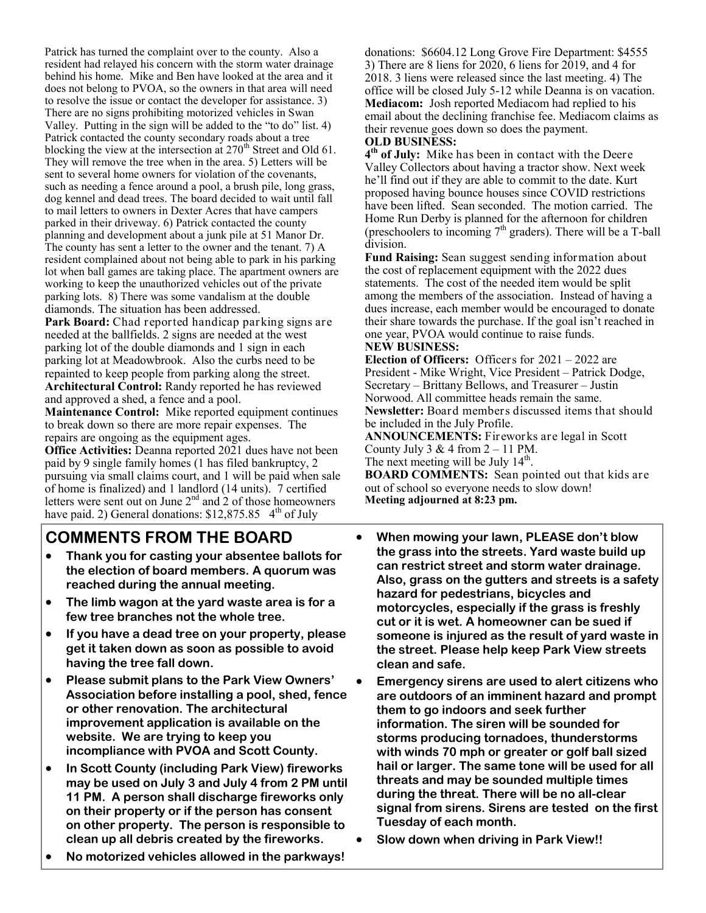Patrick has turned the complaint over to the county. Also a resident had relayed his concern with the storm water drainage behind his home. Mike and Ben have looked at the area and it does not belong to PVOA, so the owners in that area will need to resolve the issue or contact the developer for assistance. 3) There are no signs prohibiting motorized vehicles in Swan Valley. Putting in the sign will be added to the "to do" list. 4) Patrick contacted the county secondary roads about a tree blocking the view at the intersection at 270th Street and Old 61. They will remove the tree when in the area. 5) Letters will be sent to several home owners for violation of the covenants, such as needing a fence around a pool, a brush pile, long grass, dog kennel and dead trees. The board decided to wait until fall to mail letters to owners in Dexter Acres that have campers parked in their driveway. 6) Patrick contacted the county planning and development about a junk pile at 51 Manor Dr. The county has sent a letter to the owner and the tenant. 7) A resident complained about not being able to park in his parking lot when ball games are taking place. The apartment owners are working to keep the unauthorized vehicles out of the private parking lots. 8) There was some vandalism at the double diamonds. The situation has been addressed.

**Park Board:** Chad reported handicap parking signs are needed at the ballfields. 2 signs are needed at the west parking lot of the double diamonds and 1 sign in each parking lot at Meadowbrook. Also the curbs need to be repainted to keep people from parking along the street.

**Architectural Control:** Randy reported he has reviewed and approved a shed, a fence and a pool.

**Maintenance Control:** Mike reported equipment continues to break down so there are more repair expenses. The repairs are ongoing as the equipment ages.

**Office Activities:** Deanna reported 2021 dues have not been paid by 9 single family homes (1 has filed bankruptcy, 2 pursuing via small claims court, and 1 will be paid when sale of home is finalized) and 1 landlord (14 units). 7 certified letters were sent out on June 2nd and 2 of those homeowners have paid. 2) General donations: $12,875.85 4th of July donations: $6604.12 Long Grove Fire Department: $4555 3) There are 8 liens for 2020, 6 liens for 2019, and 4 for 2018. 3 liens were released since the last meeting. 4) The office will be closed July 5-12 while Deanna is on vacation.

**Mediacom:** Josh reported Mediacom had replied to his email about the declining franchise fee. Mediacom claims as their revenue goes down so does the payment.

**OLD BUSINESS:**

**4th of July:** Mike has been in contact with the Deere Valley Collectors about having a tractor show. Next week he'll find out if they are able to commit to the date. Kurt proposed having bounce houses since COVID restrictions have been lifted. Sean seconded. The motion carried. The Home Run Derby is planned for the afternoon for children (preschoolers to incoming 7th graders). There will be a T-ball division.

**Fund Raising:** Sean suggest sending information about the cost of replacement equipment with the 2022 dues statements. The cost of the needed item would be split among the members of the association. Instead of having a dues increase, each member would be encouraged to donate their share towards the purchase. If the goal isn't reached in one year, PVOA would continue to raise funds.

**NEW BUSINESS:**

**Election of Officers:** Officers for 2021 – 2022 are President - Mike Wright, Vice President – Patrick Dodge, Secretary – Brittany Bellows, and Treasurer – Justin Norwood. All committee heads remain the same.

**Newsletter:** Board members discussed items that should be included in the July Profile.

**ANNOUNCEMENTS:** Fireworks are legal in Scott County July 3 & 4 from 2 – 11 PM.
The next meeting will be July 14th.

**BOARD COMMENTS:** Sean pointed out that kids are out of school so everyone needs to slow down!

**Meeting adjourned at 8:23 pm.**

## COMMENTS FROM THE BOARD

- **Thank you for casting your absentee ballots for the election of board members. A quorum was reached during the annual meeting.**
- **The limb wagon at the yard waste area is for a few tree branches not the whole tree.**
- **If you have a dead tree on your property, please get it taken down as soon as possible to avoid having the tree fall down.**
- **Please submit plans to the Park View Owners' Association before installing a pool, shed, fence or other renovation. The architectural improvement application is available on the website. We are trying to keep you incompliance with PVOA and Scott County.**
- **In Scott County (including Park View) fireworks may be used on July 3 and July 4 from 2 PM until 11 PM. A person shall discharge fireworks only on their property or if the person has consent on other property. The person is responsible to clean up all debris created by the fireworks.**
- **No motorized vehicles allowed in the parkways!**
- **When mowing your lawn, PLEASE don't blow the grass into the streets. Yard waste build up can restrict street and storm water drainage. Also, grass on the gutters and streets is a safety hazard for pedestrians, bicycles and motorcycles, especially if the grass is freshly cut or it is wet. A homeowner can be sued if someone is injured as the result of yard waste in the street. Please help keep Park View streets clean and safe.**
- **Emergency sirens are used to alert citizens who are outdoors of an imminent hazard and prompt them to go indoors and seek further information. The siren will be sounded for storms producing tornadoes, thunderstorms with winds 70 mph or greater or golf ball sized hail or larger. The same tone will be used for all threats and may be sounded multiple times during the threat. There will be no all-clear signal from sirens. Sirens are tested on the first Tuesday of each month.**
- **Slow down when driving in Park View!!**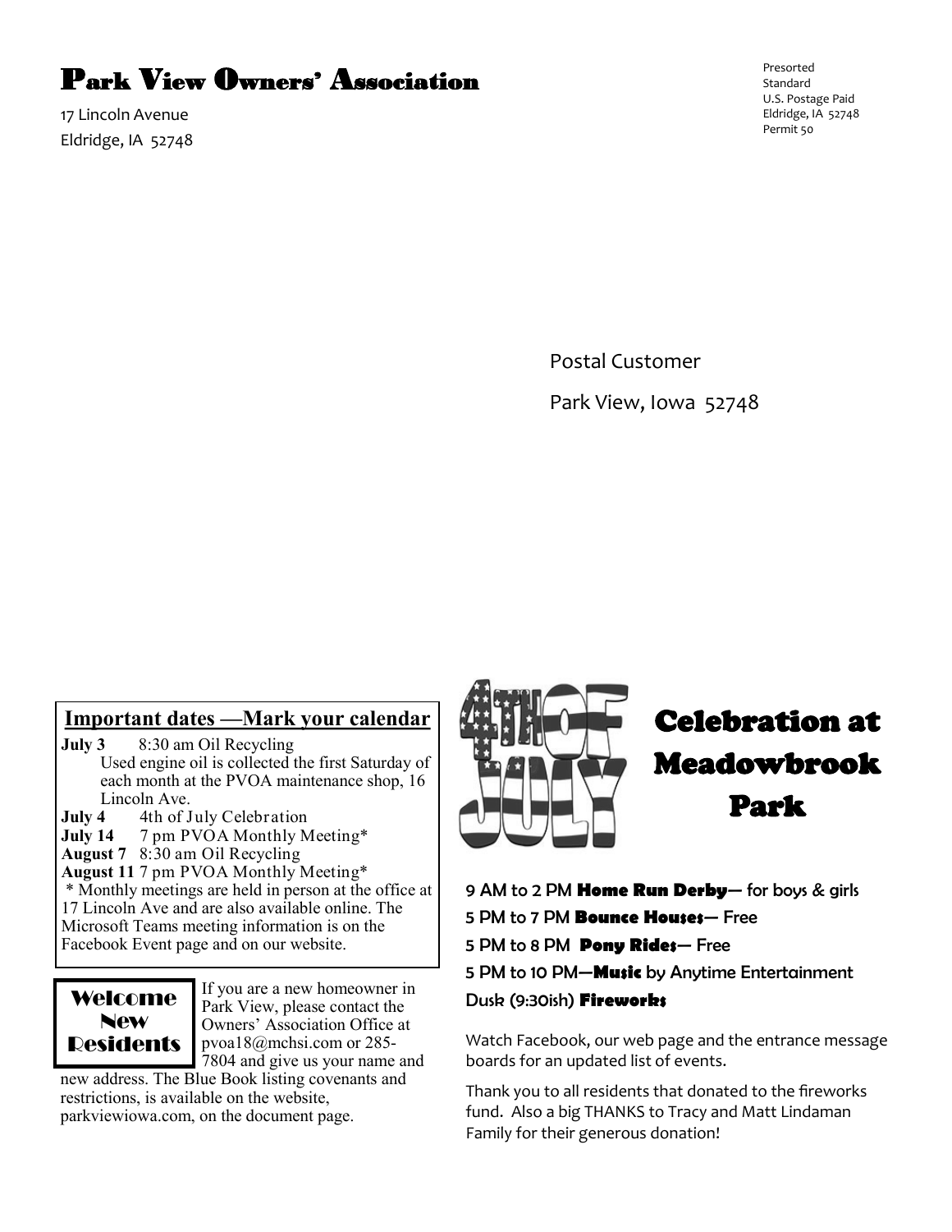# Park View Owners' Association

17 Lincoln Avenue
Eldridge, IA 52748

Presorted
Standard
U.S. Postage Paid
Eldridge, IA 52748
Permit 50

Postal Customer

Park View, Iowa 52748

## Important dates —Mark your calendar

**July 3** 8:30 am Oil Recycling
Used engine oil is collected the first Saturday of each month at the PVOA maintenance shop, 16 Lincoln Ave.

**July 4** 4th of July Celebration

**July 14** 7 pm PVOA Monthly Meeting*

**August 7** 8:30 am Oil Recycling

**August 11** 7 pm PVOA Monthly Meeting*

* Monthly meetings are held in person at the office at 17 Lincoln Ave and are also available online. The Microsoft Teams meeting information is on the Facebook Event page and on our website.

## Welcome New Residents

If you are a new homeowner in Park View, please contact the Owners' Association Office at pvoa18@mchsi.com or 285-7804 and give us your name and new address. The Blue Book listing covenants and restrictions, is available on the website, parkviewiowa.com, on the document page.

## 4TH OF JULY Celebration at Meadowbrook Park

9 AM to 2 PM **Home Run Derby**— for boys & girls

5 PM to 7 PM **Bounce Houses**— Free

5 PM to 8 PM **Pony Rides**— Free

5 PM to 10 PM—**Music** by Anytime Entertainment

Dusk (9:30ish) **Fireworks**

Watch Facebook, our web page and the entrance message boards for an updated list of events.

Thank you to all residents that donated to the fireworks fund. Also a big THANKS to Tracy and Matt Lindaman Family for their generous donation!